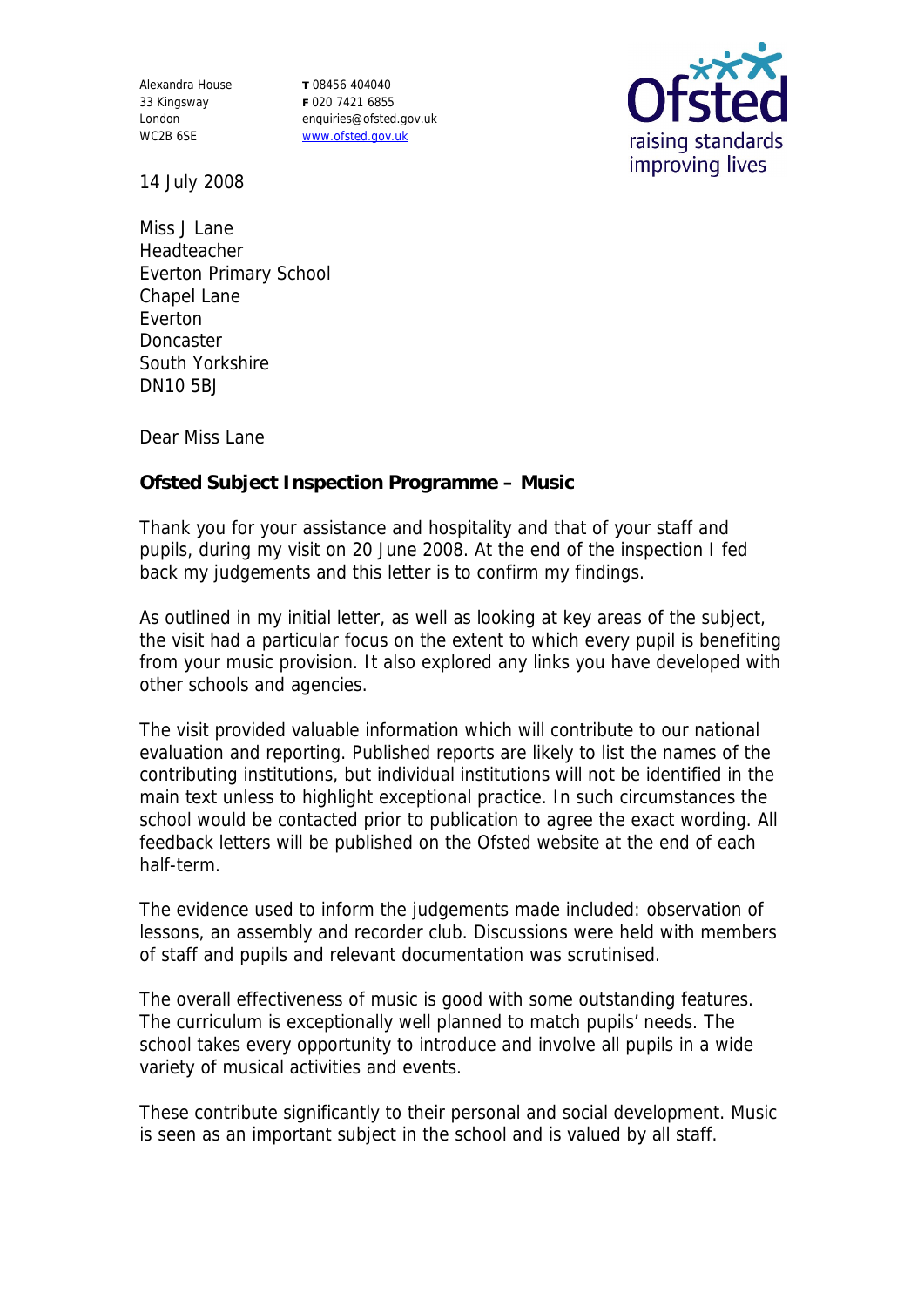Alexandra House
33 Kingsway
London
WC2B 6SE

T 08456 404040
F 020 7421 6855
enquiries@ofsted.gov.uk
www.ofsted.gov.uk

Ofsted
raising standards
improving lives

14 July 2008

Miss J Lane
Headteacher
Everton Primary School
Chapel Lane
Everton
Doncaster
South Yorkshire
DN10 5BJ

Dear Miss Lane

**Ofsted Subject Inspection Programme – Music**

Thank you for your assistance and hospitality and that of your staff and pupils, during my visit on 20 June 2008. At the end of the inspection I fed back my judgements and this letter is to confirm my findings.

As outlined in my initial letter, as well as looking at key areas of the subject, the visit had a particular focus on the extent to which every pupil is benefiting from your music provision. It also explored any links you have developed with other schools and agencies.

The visit provided valuable information which will contribute to our national evaluation and reporting. Published reports are likely to list the names of the contributing institutions, but individual institutions will not be identified in the main text unless to highlight exceptional practice. In such circumstances the school would be contacted prior to publication to agree the exact wording. All feedback letters will be published on the Ofsted website at the end of each half-term.

The evidence used to inform the judgements made included: observation of lessons, an assembly and recorder club. Discussions were held with members of staff and pupils and relevant documentation was scrutinised.

The overall effectiveness of music is good with some outstanding features. The curriculum is exceptionally well planned to match pupils' needs. The school takes every opportunity to introduce and involve all pupils in a wide variety of musical activities and events.

These contribute significantly to their personal and social development. Music is seen as an important subject in the school and is valued by all staff.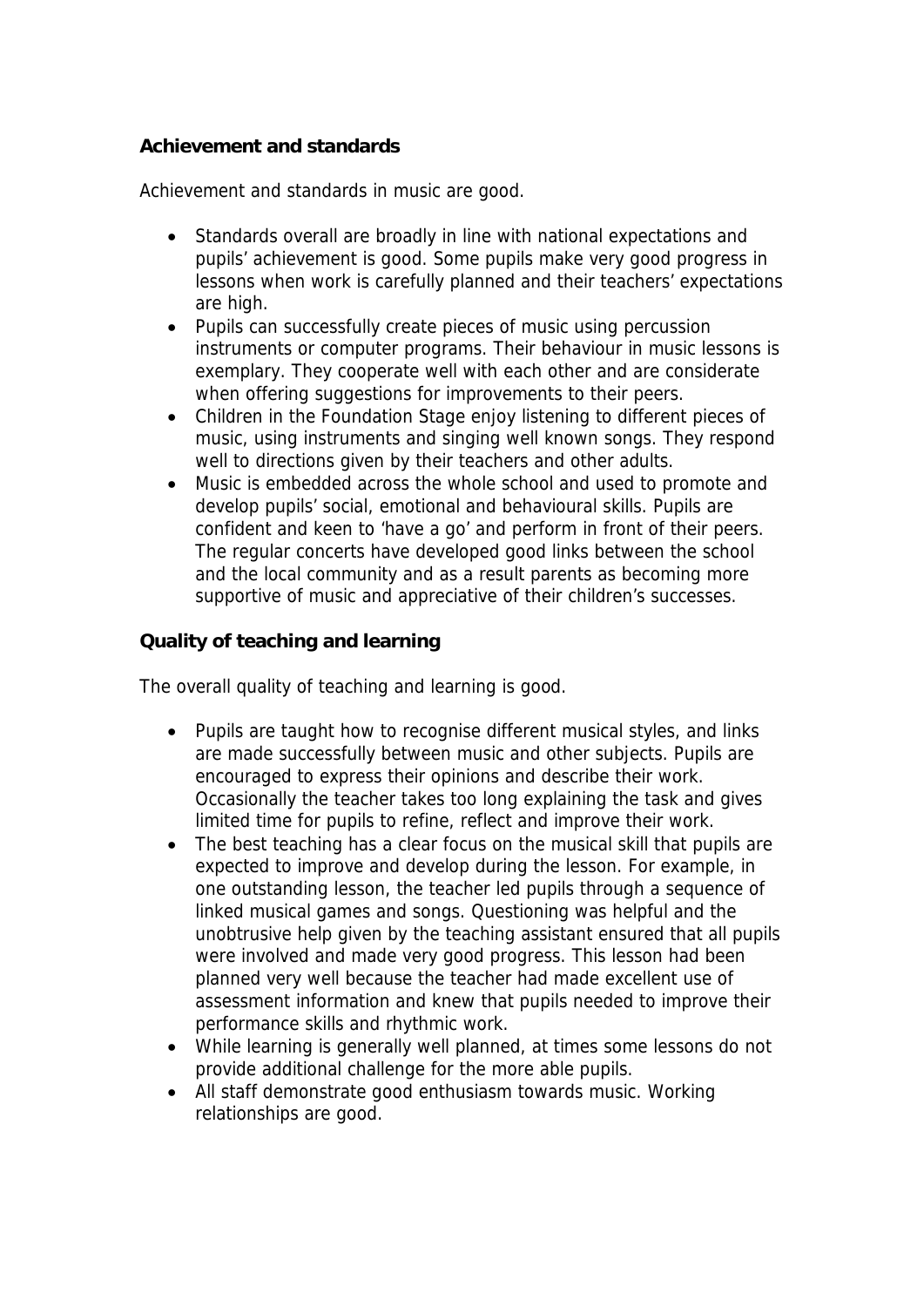**Achievement and standards**

Achievement and standards in music are good.

- Standards overall are broadly in line with national expectations and pupils' achievement is good. Some pupils make very good progress in lessons when work is carefully planned and their teachers' expectations are high.
- Pupils can successfully create pieces of music using percussion instruments or computer programs. Their behaviour in music lessons is exemplary. They cooperate well with each other and are considerate when offering suggestions for improvements to their peers.
- Children in the Foundation Stage enjoy listening to different pieces of music, using instruments and singing well known songs. They respond well to directions given by their teachers and other adults.
- Music is embedded across the whole school and used to promote and develop pupils' social, emotional and behavioural skills. Pupils are confident and keen to 'have a go' and perform in front of their peers. The regular concerts have developed good links between the school and the local community and as a result parents as becoming more supportive of music and appreciative of their children's successes.

**Quality of teaching and learning**

The overall quality of teaching and learning is good.

- Pupils are taught how to recognise different musical styles, and links are made successfully between music and other subjects. Pupils are encouraged to express their opinions and describe their work. Occasionally the teacher takes too long explaining the task and gives limited time for pupils to refine, reflect and improve their work.
- The best teaching has a clear focus on the musical skill that pupils are expected to improve and develop during the lesson. For example, in one outstanding lesson, the teacher led pupils through a sequence of linked musical games and songs. Questioning was helpful and the unobtrusive help given by the teaching assistant ensured that all pupils were involved and made very good progress. This lesson had been planned very well because the teacher had made excellent use of assessment information and knew that pupils needed to improve their performance skills and rhythmic work.
- While learning is generally well planned, at times some lessons do not provide additional challenge for the more able pupils.
- All staff demonstrate good enthusiasm towards music. Working relationships are good.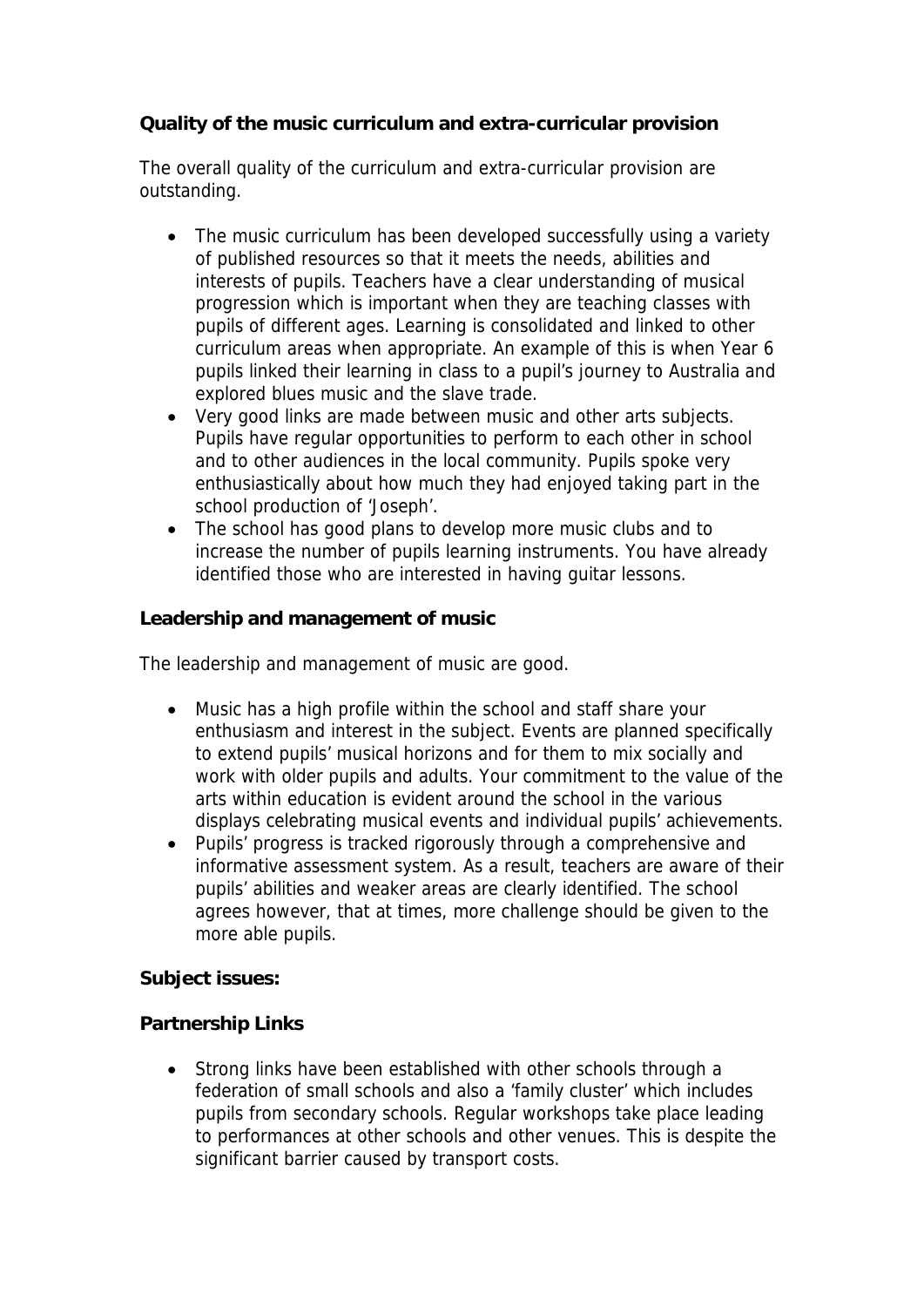**Quality of the music curriculum and extra-curricular provision**

The overall quality of the curriculum and extra-curricular provision are outstanding.

- The music curriculum has been developed successfully using a variety of published resources so that it meets the needs, abilities and interests of pupils. Teachers have a clear understanding of musical progression which is important when they are teaching classes with pupils of different ages. Learning is consolidated and linked to other curriculum areas when appropriate. An example of this is when Year 6 pupils linked their learning in class to a pupil's journey to Australia and explored blues music and the slave trade.
- Very good links are made between music and other arts subjects. Pupils have regular opportunities to perform to each other in school and to other audiences in the local community. Pupils spoke very enthusiastically about how much they had enjoyed taking part in the school production of 'Joseph'.
- The school has good plans to develop more music clubs and to increase the number of pupils learning instruments. You have already identified those who are interested in having guitar lessons.

**Leadership and management of music**

The leadership and management of music are good.

- Music has a high profile within the school and staff share your enthusiasm and interest in the subject. Events are planned specifically to extend pupils' musical horizons and for them to mix socially and work with older pupils and adults. Your commitment to the value of the arts within education is evident around the school in the various displays celebrating musical events and individual pupils' achievements.
- Pupils' progress is tracked rigorously through a comprehensive and informative assessment system. As a result, teachers are aware of their pupils' abilities and weaker areas are clearly identified. The school agrees however, that at times, more challenge should be given to the more able pupils.

**Subject issues:**

**Partnership Links**

- Strong links have been established with other schools through a federation of small schools and also a 'family cluster' which includes pupils from secondary schools. Regular workshops take place leading to performances at other schools and other venues. This is despite the significant barrier caused by transport costs.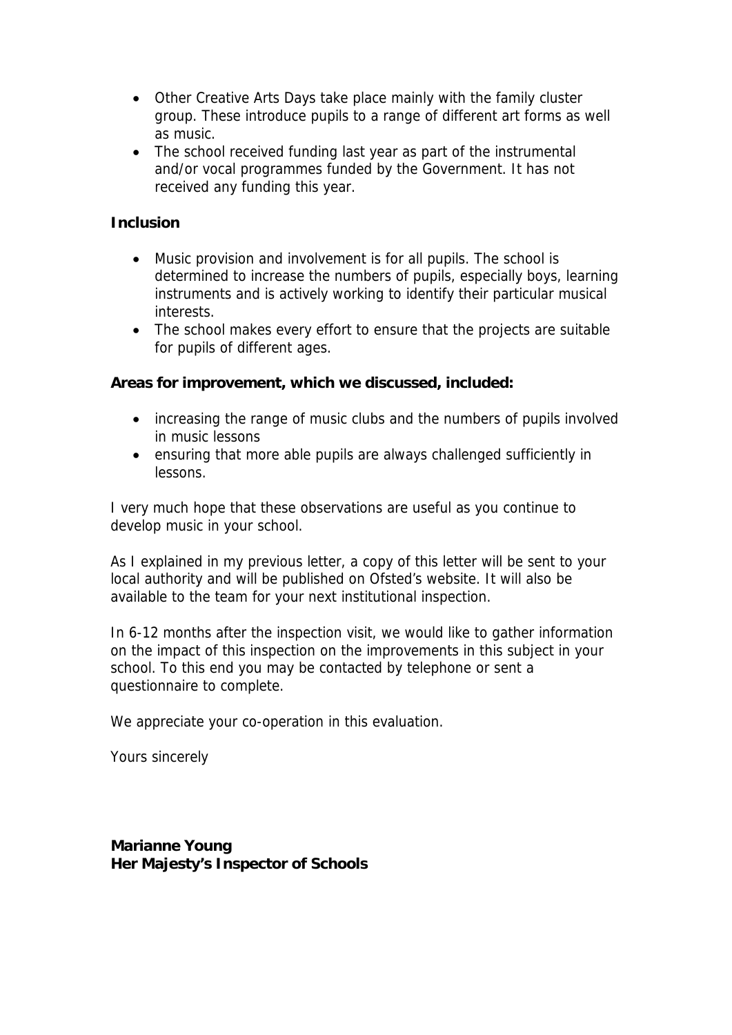- Other Creative Arts Days take place mainly with the family cluster group. These introduce pupils to a range of different art forms as well as music.
- The school received funding last year as part of the instrumental and/or vocal programmes funded by the Government. It has not received any funding this year.

**Inclusion**

- Music provision and involvement is for all pupils. The school is determined to increase the numbers of pupils, especially boys, learning instruments and is actively working to identify their particular musical interests.
- The school makes every effort to ensure that the projects are suitable for pupils of different ages.

**Areas for improvement, which we discussed, included:**

- increasing the range of music clubs and the numbers of pupils involved in music lessons
- ensuring that more able pupils are always challenged sufficiently in lessons.

I very much hope that these observations are useful as you continue to develop music in your school.

As I explained in my previous letter, a copy of this letter will be sent to your local authority and will be published on Ofsted's website. It will also be available to the team for your next institutional inspection.

In 6-12 months after the inspection visit, we would like to gather information on the impact of this inspection on the improvements in this subject in your school. To this end you may be contacted by telephone or sent a questionnaire to complete.

We appreciate your co-operation in this evaluation.

Yours sincerely

**Marianne Young**
**Her Majesty's Inspector of Schools**